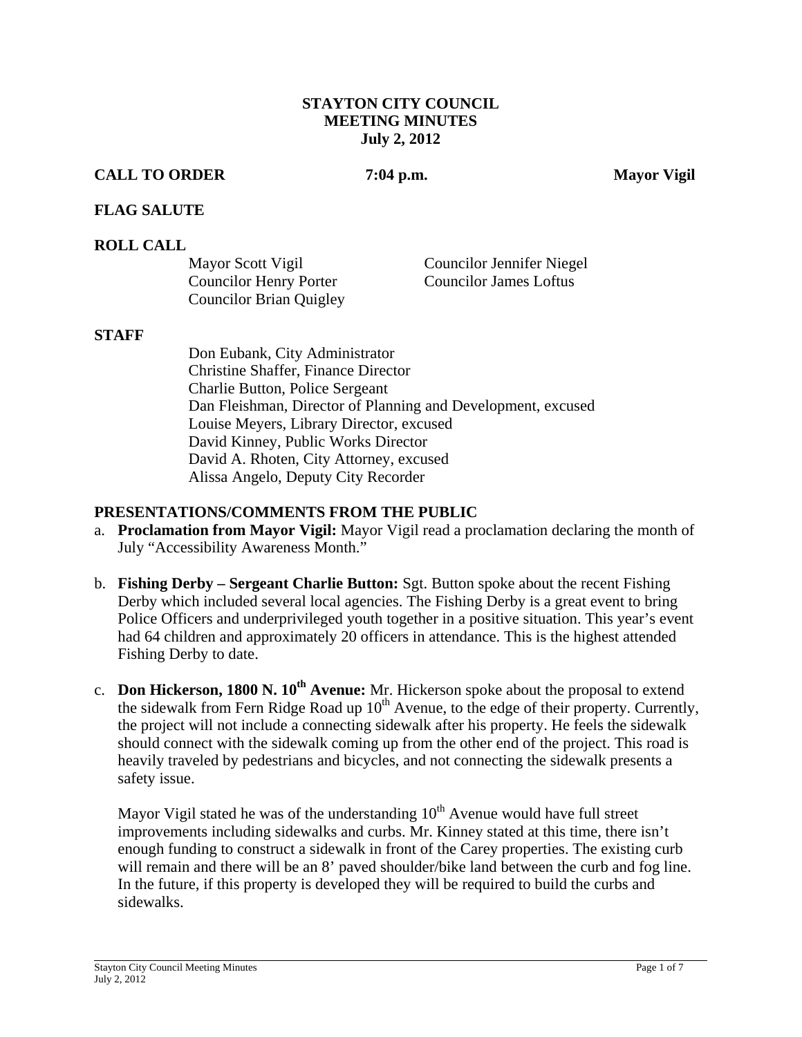**STAYTON CITY COUNCIL**
**MEETING MINUTES**
**July 2, 2012**

**CALL TO ORDER** **7:04 p.m.** **Mayor Vigil**

**FLAG SALUTE**

**ROLL CALL**

Mayor Scott Vigil
Councilor Jennifer Niegel
Councilor Henry Porter
Councilor James Loftus
Councilor Brian Quigley

**STAFF**

Don Eubank, City Administrator
Christine Shaffer, Finance Director
Charlie Button, Police Sergeant
Dan Fleishman, Director of Planning and Development, excused
Louise Meyers, Library Director, excused
David Kinney, Public Works Director
David A. Rhoten, City Attorney, excused
Alissa Angelo, Deputy City Recorder

**PRESENTATIONS/COMMENTS FROM THE PUBLIC**

a. **Proclamation from Mayor Vigil:** Mayor Vigil read a proclamation declaring the month of July "Accessibility Awareness Month."

b. **Fishing Derby – Sergeant Charlie Button:** Sgt. Button spoke about the recent Fishing Derby which included several local agencies. The Fishing Derby is a great event to bring Police Officers and underprivileged youth together in a positive situation. This year's event had 64 children and approximately 20 officers in attendance. This is the highest attended Fishing Derby to date.

c. **Don Hickerson, 1800 N. 10th Avenue:** Mr. Hickerson spoke about the proposal to extend the sidewalk from Fern Ridge Road up 10th Avenue, to the edge of their property. Currently, the project will not include a connecting sidewalk after his property. He feels the sidewalk should connect with the sidewalk coming up from the other end of the project. This road is heavily traveled by pedestrians and bicycles, and not connecting the sidewalk presents a safety issue.

   Mayor Vigil stated he was of the understanding 10th Avenue would have full street improvements including sidewalks and curbs. Mr. Kinney stated at this time, there isn't enough funding to construct a sidewalk in front of the Carey properties. The existing curb will remain and there will be an 8' paved shoulder/bike land between the curb and fog line. In the future, if this property is developed they will be required to build the curbs and sidewalks.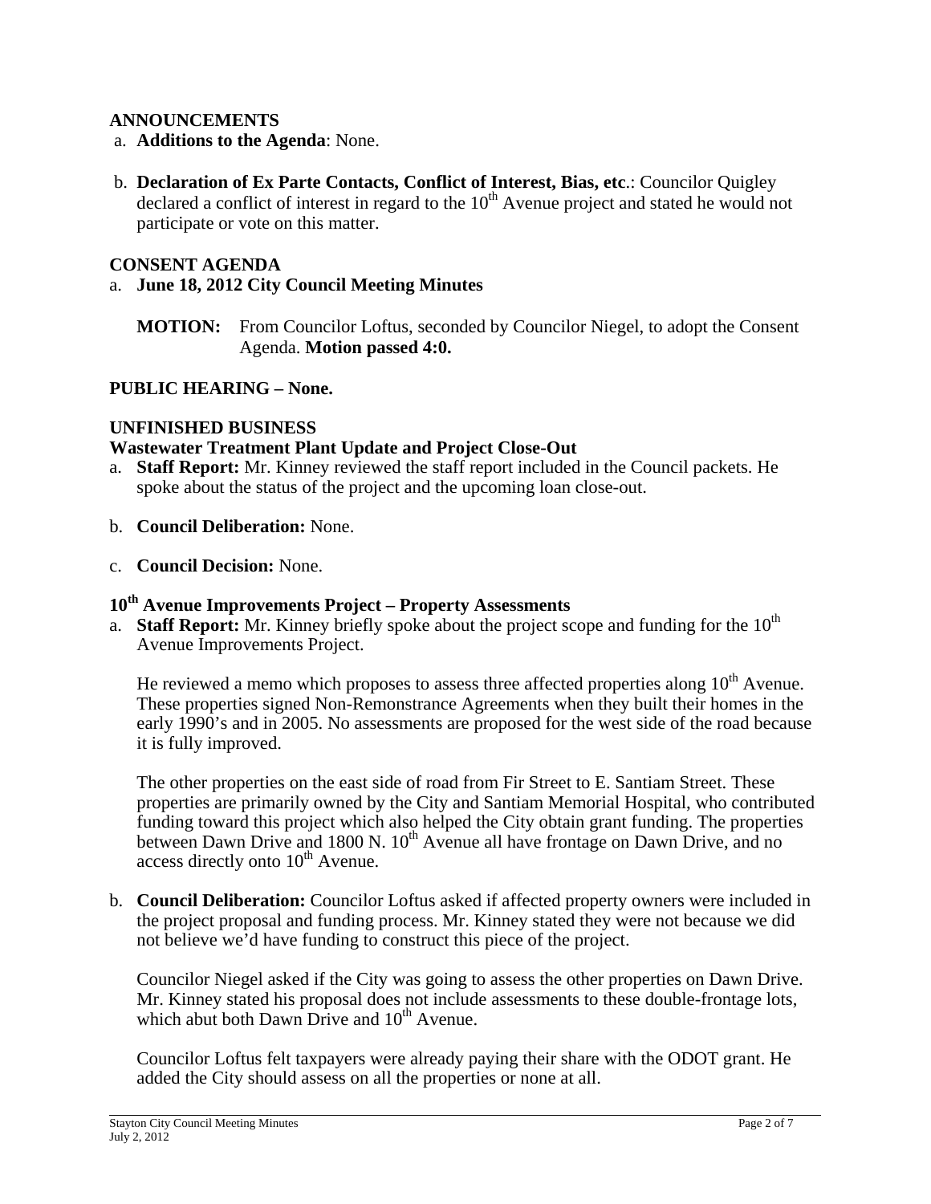## ANNOUNCEMENTS

a. **Additions to the Agenda**: None.

b. **Declaration of Ex Parte Contacts, Conflict of Interest, Bias, etc**.: Councilor Quigley declared a conflict of interest in regard to the 10th Avenue project and stated he would not participate or vote on this matter.

## CONSENT AGENDA

a. **June 18, 2012 City Council Meeting Minutes**

**MOTION:** From Councilor Loftus, seconded by Councilor Niegel, to adopt the Consent Agenda. **Motion passed 4:0.**

## PUBLIC HEARING – None.

## UNFINISHED BUSINESS

### Wastewater Treatment Plant Update and Project Close-Out

a. **Staff Report:** Mr. Kinney reviewed the staff report included in the Council packets. He spoke about the status of the project and the upcoming loan close-out.

b. **Council Deliberation:** None.

c. **Council Decision:** None.

### 10th Avenue Improvements Project – Property Assessments

a. **Staff Report:** Mr. Kinney briefly spoke about the project scope and funding for the 10th Avenue Improvements Project.

He reviewed a memo which proposes to assess three affected properties along 10th Avenue. These properties signed Non-Remonstrance Agreements when they built their homes in the early 1990's and in 2005. No assessments are proposed for the west side of the road because it is fully improved.

The other properties on the east side of road from Fir Street to E. Santiam Street. These properties are primarily owned by the City and Santiam Memorial Hospital, who contributed funding toward this project which also helped the City obtain grant funding. The properties between Dawn Drive and 1800 N. 10th Avenue all have frontage on Dawn Drive, and no access directly onto 10th Avenue.

b. **Council Deliberation:** Councilor Loftus asked if affected property owners were included in the project proposal and funding process. Mr. Kinney stated they were not because we did not believe we'd have funding to construct this piece of the project.

Councilor Niegel asked if the City was going to assess the other properties on Dawn Drive. Mr. Kinney stated his proposal does not include assessments to these double-frontage lots, which abut both Dawn Drive and 10th Avenue.

Councilor Loftus felt taxpayers were already paying their share with the ODOT grant. He added the City should assess on all the properties or none at all.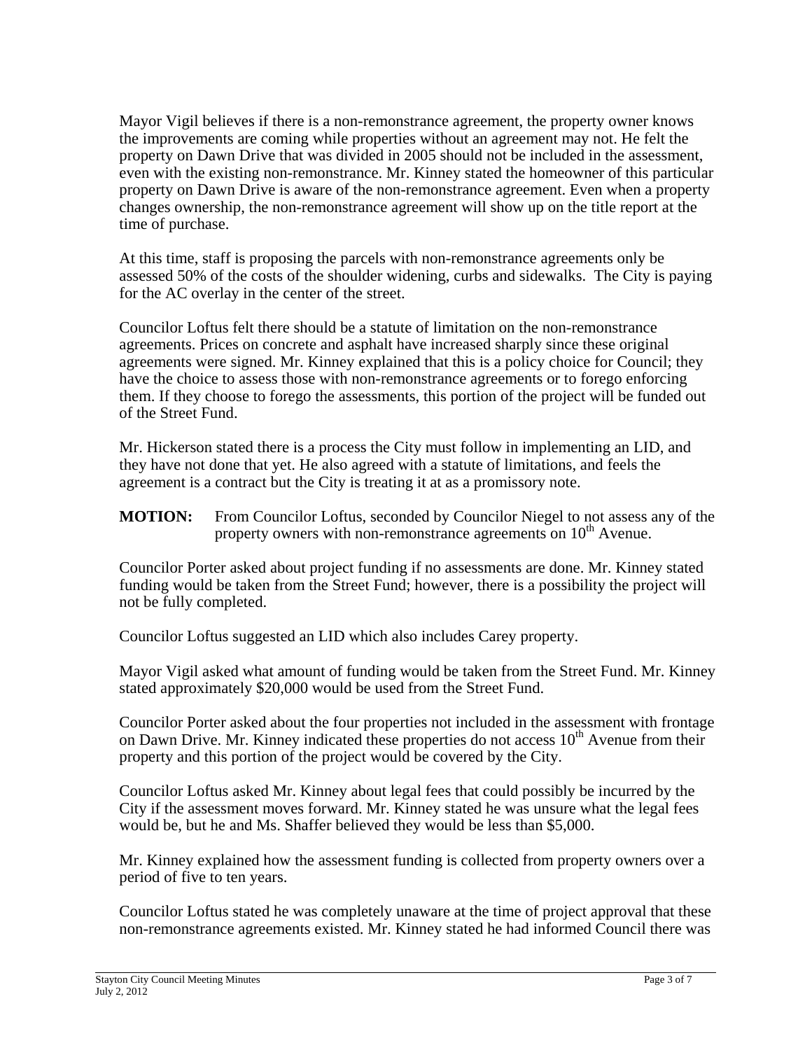Mayor Vigil believes if there is a non-remonstrance agreement, the property owner knows the improvements are coming while properties without an agreement may not. He felt the property on Dawn Drive that was divided in 2005 should not be included in the assessment, even with the existing non-remonstrance. Mr. Kinney stated the homeowner of this particular property on Dawn Drive is aware of the non-remonstrance agreement. Even when a property changes ownership, the non-remonstrance agreement will show up on the title report at the time of purchase.

At this time, staff is proposing the parcels with non-remonstrance agreements only be assessed 50% of the costs of the shoulder widening, curbs and sidewalks. The City is paying for the AC overlay in the center of the street.

Councilor Loftus felt there should be a statute of limitation on the non-remonstrance agreements. Prices on concrete and asphalt have increased sharply since these original agreements were signed. Mr. Kinney explained that this is a policy choice for Council; they have the choice to assess those with non-remonstrance agreements or to forego enforcing them. If they choose to forego the assessments, this portion of the project will be funded out of the Street Fund.

Mr. Hickerson stated there is a process the City must follow in implementing an LID, and they have not done that yet. He also agreed with a statute of limitations, and feels the agreement is a contract but the City is treating it at as a promissory note.

**MOTION:** From Councilor Loftus, seconded by Councilor Niegel to not assess any of the property owners with non-remonstrance agreements on 10th Avenue.

Councilor Porter asked about project funding if no assessments are done. Mr. Kinney stated funding would be taken from the Street Fund; however, there is a possibility the project will not be fully completed.

Councilor Loftus suggested an LID which also includes Carey property.

Mayor Vigil asked what amount of funding would be taken from the Street Fund. Mr. Kinney stated approximately $20,000 would be used from the Street Fund.

Councilor Porter asked about the four properties not included in the assessment with frontage on Dawn Drive. Mr. Kinney indicated these properties do not access 10th Avenue from their property and this portion of the project would be covered by the City.

Councilor Loftus asked Mr. Kinney about legal fees that could possibly be incurred by the City if the assessment moves forward. Mr. Kinney stated he was unsure what the legal fees would be, but he and Ms. Shaffer believed they would be less than $5,000.

Mr. Kinney explained how the assessment funding is collected from property owners over a period of five to ten years.

Councilor Loftus stated he was completely unaware at the time of project approval that these non-remonstrance agreements existed. Mr. Kinney stated he had informed Council there was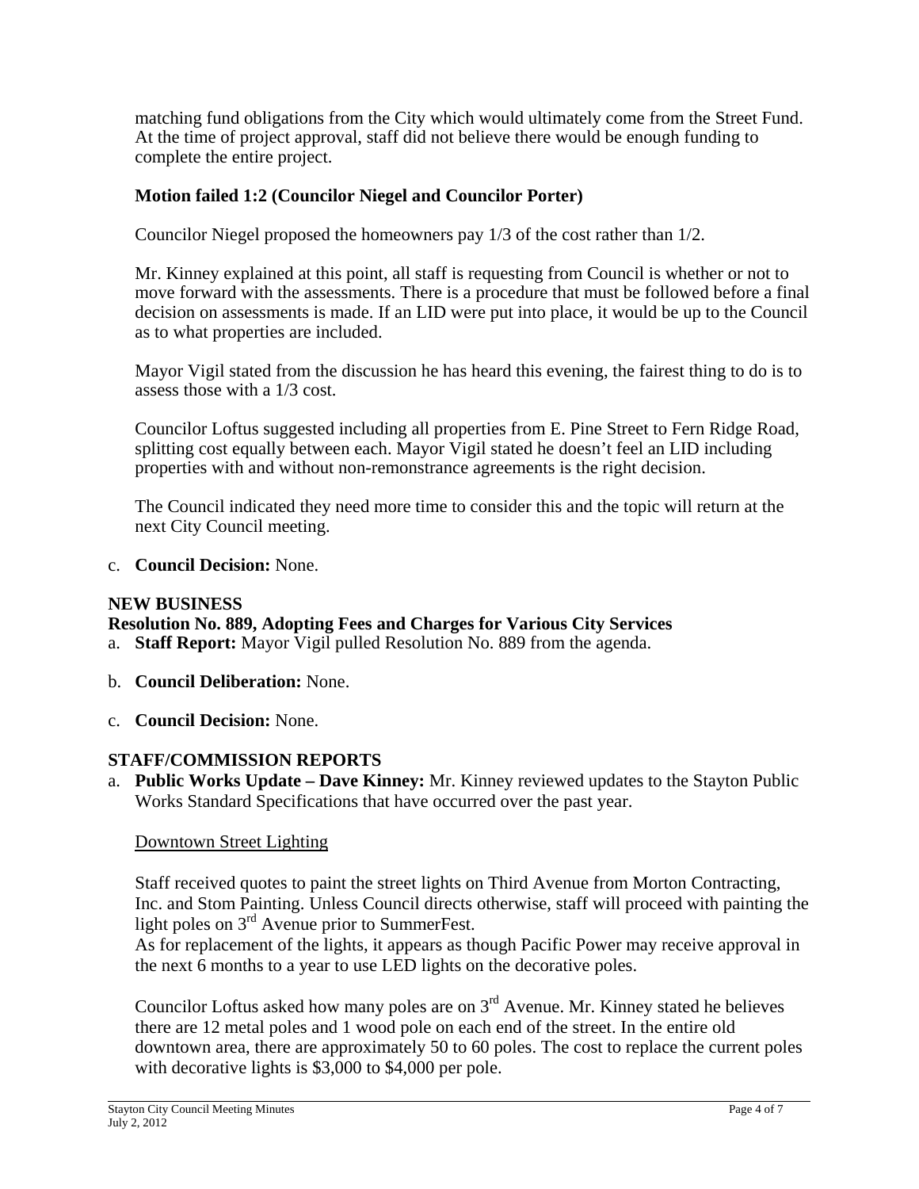matching fund obligations from the City which would ultimately come from the Street Fund. At the time of project approval, staff did not believe there would be enough funding to complete the entire project.

**Motion failed 1:2 (Councilor Niegel and Councilor Porter)**

Councilor Niegel proposed the homeowners pay 1/3 of the cost rather than 1/2.

Mr. Kinney explained at this point, all staff is requesting from Council is whether or not to move forward with the assessments. There is a procedure that must be followed before a final decision on assessments is made. If an LID were put into place, it would be up to the Council as to what properties are included.

Mayor Vigil stated from the discussion he has heard this evening, the fairest thing to do is to assess those with a 1/3 cost.

Councilor Loftus suggested including all properties from E. Pine Street to Fern Ridge Road, splitting cost equally between each. Mayor Vigil stated he doesn't feel an LID including properties with and without non-remonstrance agreements is the right decision.

The Council indicated they need more time to consider this and the topic will return at the next City Council meeting.

c. **Council Decision:** None.

## NEW BUSINESS

### Resolution No. 889, Adopting Fees and Charges for Various City Services

a. **Staff Report:** Mayor Vigil pulled Resolution No. 889 from the agenda.

b. **Council Deliberation:** None.

c. **Council Decision:** None.

## STAFF/COMMISSION REPORTS

a. **Public Works Update – Dave Kinney:** Mr. Kinney reviewed updates to the Stayton Public Works Standard Specifications that have occurred over the past year.

Downtown Street Lighting

Staff received quotes to paint the street lights on Third Avenue from Morton Contracting, Inc. and Stom Painting. Unless Council directs otherwise, staff will proceed with painting the light poles on 3rd Avenue prior to SummerFest.
As for replacement of the lights, it appears as though Pacific Power may receive approval in the next 6 months to a year to use LED lights on the decorative poles.

Councilor Loftus asked how many poles are on 3rd Avenue. Mr. Kinney stated he believes there are 12 metal poles and 1 wood pole on each end of the street. In the entire old downtown area, there are approximately 50 to 60 poles. The cost to replace the current poles with decorative lights is $3,000 to $4,000 per pole.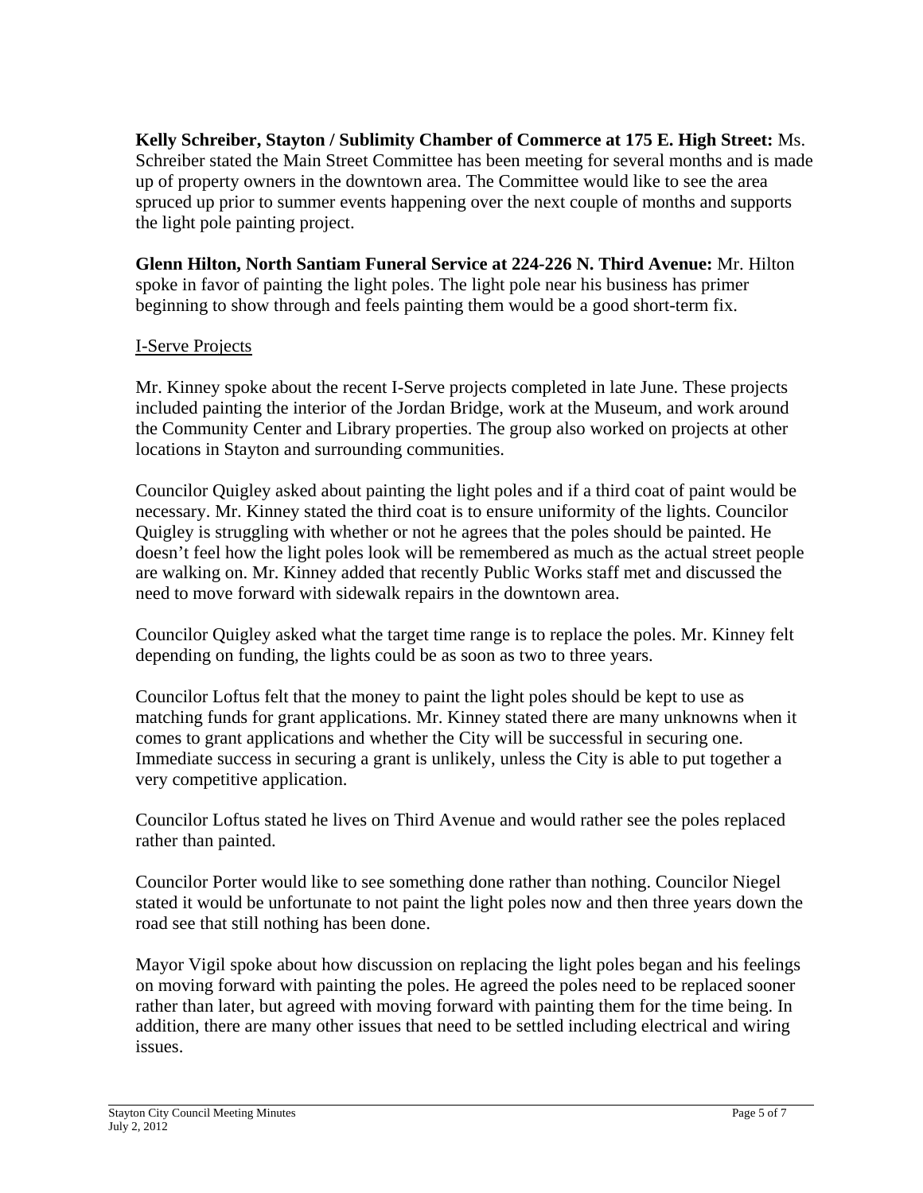**Kelly Schreiber, Stayton / Sublimity Chamber of Commerce at 175 E. High Street:** Ms. Schreiber stated the Main Street Committee has been meeting for several months and is made up of property owners in the downtown area. The Committee would like to see the area spruced up prior to summer events happening over the next couple of months and supports the light pole painting project.

**Glenn Hilton, North Santiam Funeral Service at 224-226 N. Third Avenue:** Mr. Hilton spoke in favor of painting the light poles. The light pole near his business has primer beginning to show through and feels painting them would be a good short-term fix.

<u>I-Serve Projects</u>

Mr. Kinney spoke about the recent I-Serve projects completed in late June. These projects included painting the interior of the Jordan Bridge, work at the Museum, and work around the Community Center and Library properties. The group also worked on projects at other locations in Stayton and surrounding communities.

Councilor Quigley asked about painting the light poles and if a third coat of paint would be necessary. Mr. Kinney stated the third coat is to ensure uniformity of the lights. Councilor Quigley is struggling with whether or not he agrees that the poles should be painted. He doesn't feel how the light poles look will be remembered as much as the actual street people are walking on. Mr. Kinney added that recently Public Works staff met and discussed the need to move forward with sidewalk repairs in the downtown area.

Councilor Quigley asked what the target time range is to replace the poles. Mr. Kinney felt depending on funding, the lights could be as soon as two to three years.

Councilor Loftus felt that the money to paint the light poles should be kept to use as matching funds for grant applications. Mr. Kinney stated there are many unknowns when it comes to grant applications and whether the City will be successful in securing one. Immediate success in securing a grant is unlikely, unless the City is able to put together a very competitive application.

Councilor Loftus stated he lives on Third Avenue and would rather see the poles replaced rather than painted.

Councilor Porter would like to see something done rather than nothing. Councilor Niegel stated it would be unfortunate to not paint the light poles now and then three years down the road see that still nothing has been done.

Mayor Vigil spoke about how discussion on replacing the light poles began and his feelings on moving forward with painting the poles. He agreed the poles need to be replaced sooner rather than later, but agreed with moving forward with painting them for the time being. In addition, there are many other issues that need to be settled including electrical and wiring issues.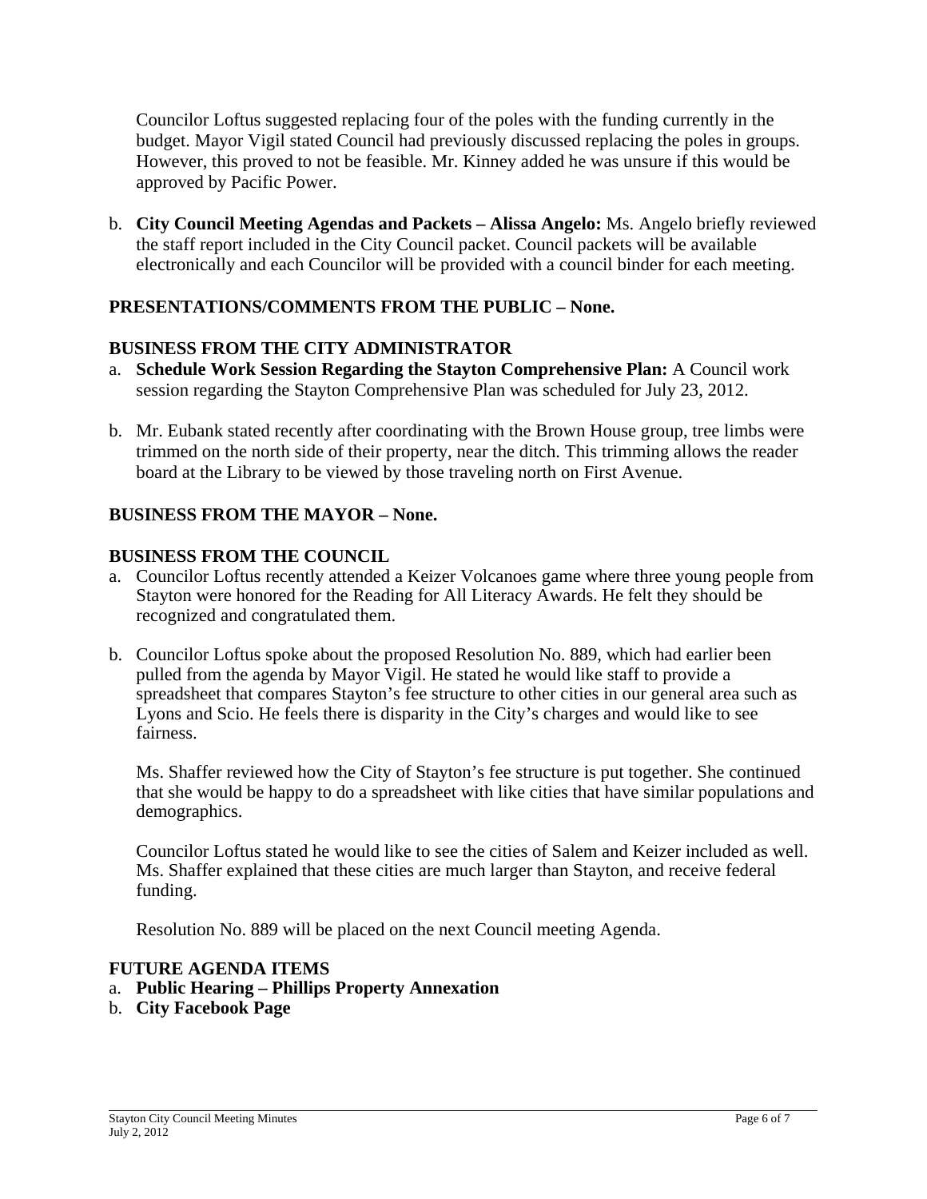Councilor Loftus suggested replacing four of the poles with the funding currently in the budget. Mayor Vigil stated Council had previously discussed replacing the poles in groups. However, this proved to not be feasible. Mr. Kinney added he was unsure if this would be approved by Pacific Power.

b. **City Council Meeting Agendas and Packets – Alissa Angelo:** Ms. Angelo briefly reviewed the staff report included in the City Council packet. Council packets will be available electronically and each Councilor will be provided with a council binder for each meeting.

## PRESENTATIONS/COMMENTS FROM THE PUBLIC – None.

## BUSINESS FROM THE CITY ADMINISTRATOR

a. **Schedule Work Session Regarding the Stayton Comprehensive Plan:** A Council work session regarding the Stayton Comprehensive Plan was scheduled for July 23, 2012.

b. Mr. Eubank stated recently after coordinating with the Brown House group, tree limbs were trimmed on the north side of their property, near the ditch. This trimming allows the reader board at the Library to be viewed by those traveling north on First Avenue.

## BUSINESS FROM THE MAYOR – None.

## BUSINESS FROM THE COUNCIL

a. Councilor Loftus recently attended a Keizer Volcanoes game where three young people from Stayton were honored for the Reading for All Literacy Awards. He felt they should be recognized and congratulated them.

b. Councilor Loftus spoke about the proposed Resolution No. 889, which had earlier been pulled from the agenda by Mayor Vigil. He stated he would like staff to provide a spreadsheet that compares Stayton's fee structure to other cities in our general area such as Lyons and Scio. He feels there is disparity in the City's charges and would like to see fairness.

   Ms. Shaffer reviewed how the City of Stayton's fee structure is put together. She continued that she would be happy to do a spreadsheet with like cities that have similar populations and demographics.

   Councilor Loftus stated he would like to see the cities of Salem and Keizer included as well. Ms. Shaffer explained that these cities are much larger than Stayton, and receive federal funding.

   Resolution No. 889 will be placed on the next Council meeting Agenda.

## FUTURE AGENDA ITEMS

a. **Public Hearing – Phillips Property Annexation**
b. **City Facebook Page**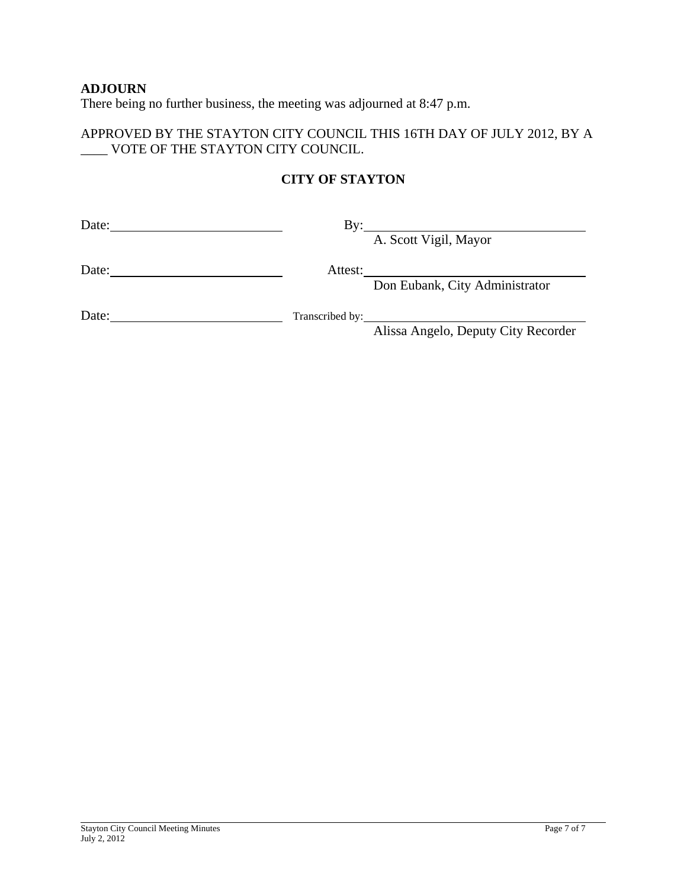**ADJOURN**

There being no further business, the meeting was adjourned at 8:47 p.m.

APPROVED BY THE STAYTON CITY COUNCIL THIS 16TH DAY OF JULY 2012, BY A ____ VOTE OF THE STAYTON CITY COUNCIL.

**CITY OF STAYTON**

Date: ______________________ By: ______________________________
A. Scott Vigil, Mayor

Date: ______________________ Attest: ______________________________
Don Eubank, City Administrator

Date: ______________________ Transcribed by: ______________________________
Alissa Angelo, Deputy City Recorder